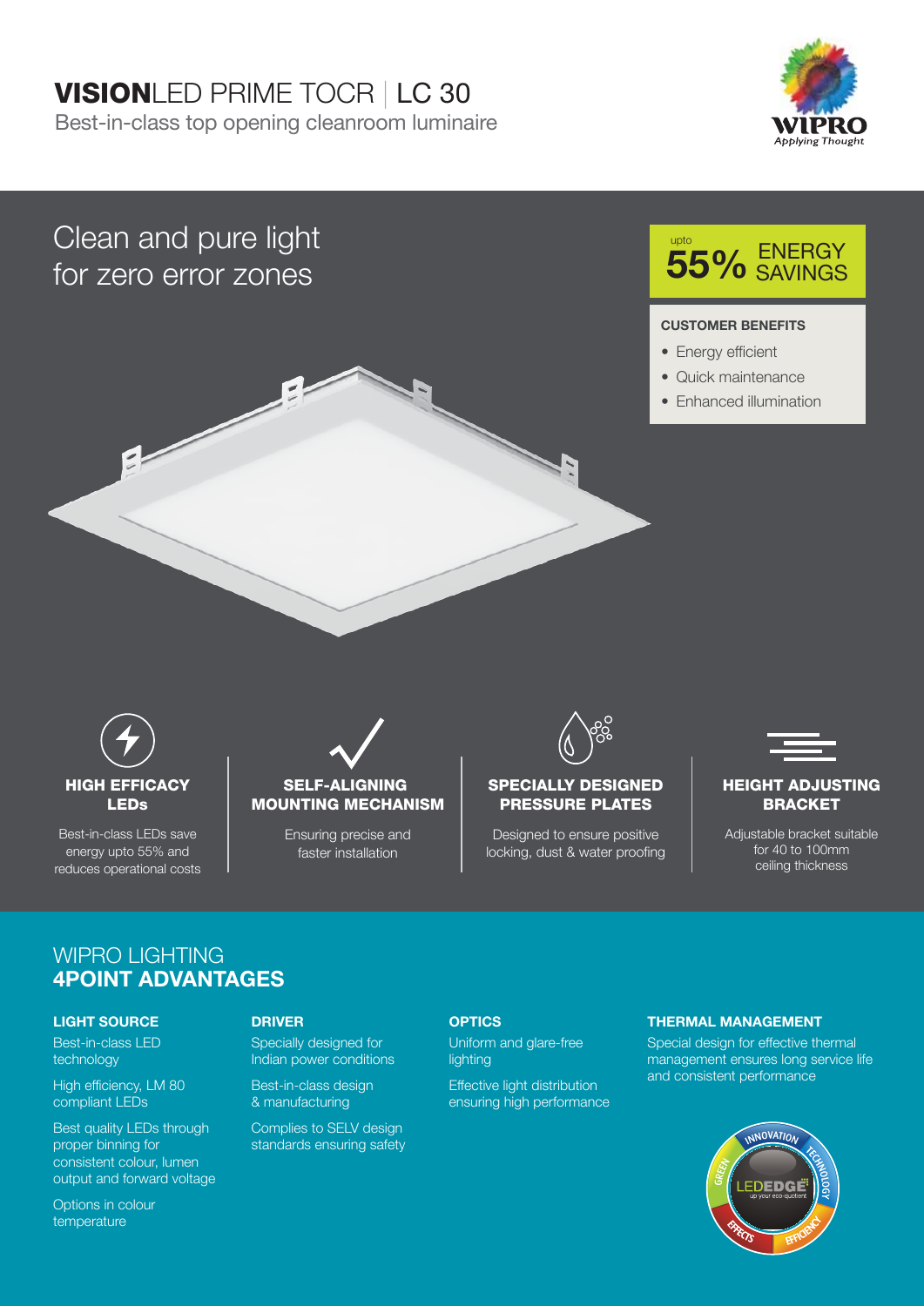# VISIONLED PRIME TOCR | LC 30

Best-in-class top opening cleanroom luminaire

WIPRO
Applying Thought

## Clean and pure light for zero error zones

upto **55%** ENERGY SAVINGS

**CUSTOMER BENEFITS**

- Energy efficient
- Quick maintenance
- Enhanced illumination

### HIGH EFFICACY LEDs

Best-in-class LEDs save energy upto 55% and reduces operational costs

### SELF-ALIGNING MOUNTING MECHANISM

Ensuring precise and faster installation

### SPECIALLY DESIGNED PRESSURE PLATES

Designed to ensure positive locking, dust & water proofing

### HEIGHT ADJUSTING BRACKET

Adjustable bracket suitable for 40 to 100mm ceiling thickness

## WIPRO LIGHTING **4POINT ADVANTAGES**

**LIGHT SOURCE**

Best-in-class LED technology

High efficiency, LM 80 compliant LEDs

Best quality LEDs through proper binning for consistent colour, lumen output and forward voltage

Options in colour temperature

**DRIVER**

Specially designed for Indian power conditions

Best-in-class design & manufacturing

Complies to SELV design standards ensuring safety

**OPTICS**

Uniform and glare-free lighting

Effective light distribution ensuring high performance

**THERMAL MANAGEMENT**

Special design for effective thermal management ensures long service life and consistent performance

LEDEDGE up your eco-quotient — INNOVATION, TECHNOLOGY, EFFICIENCY, EFFECTS, GREEN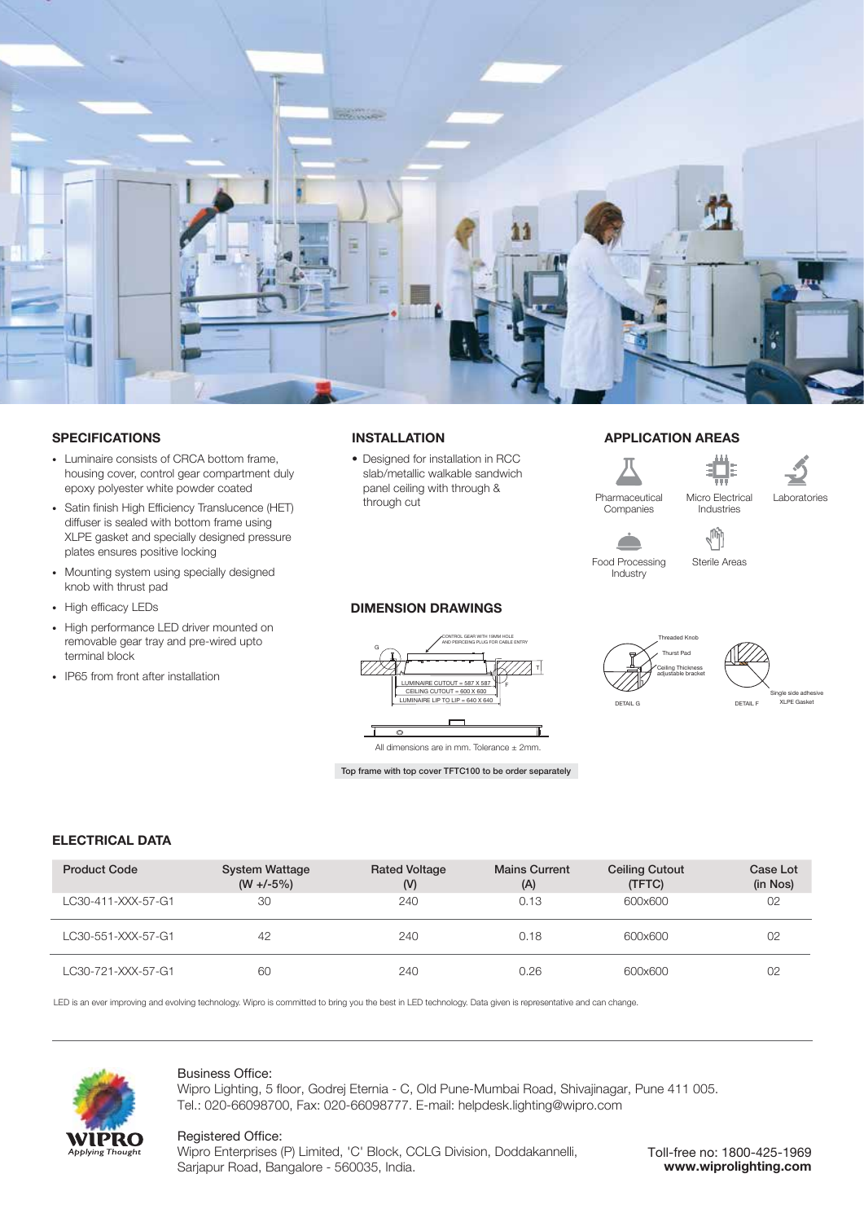## SPECIFICATIONS

- Luminaire consists of CRCA bottom frame, housing cover, control gear compartment duly epoxy polyester white powder coated
- Satin finish High Efficiency Translucence (HET) diffuser is sealed with bottom frame using XLPE gasket and specially designed pressure plates ensures positive locking
- Mounting system using specially designed knob with thrust pad
- High efficacy LEDs
- High performance LED driver mounted on removable gear tray and pre-wired upto terminal block
- IP65 from front after installation

## INSTALLATION

- Designed for installation in RCC slab/metallic walkable sandwich panel ceiling with through & through cut

## APPLICATION AREAS

Pharmaceutical Companies

Micro Electrical Industries

Laboratories

Food Processing Industry

Sterile Areas

## DIMENSION DRAWINGS

CONTROL GEAR WITH 19MM HOLE AND PIERCEING PLUG FOR CABLE ENTRY

G

T

F

LUMINAIRE CUTOUT = 587 X 587

CEILING CUTOUT = 600 X 600

LUMINAIRE LIP TO LIP = 640 X 640

Threaded Knob

Thurst Pad

Ceiling Thickness adjustable bracket

DETAIL G

DETAIL F

Single side adhesive XLPE Gasket

All dimensions are in mm. Tolerance ± 2mm.

**Top frame with top cover TFTC100 to be order separately**

## ELECTRICAL DATA

| Product Code | System Wattage (W +/-5%) | Rated Voltage (V) | Mains Current (A) | Ceiling Cutout (TFTC) | Case Lot (in Nos) |
|---|---|---|---|---|---|
| LC30-411-XXX-57-G1 | 30 | 240 | 0.13 | 600x600 | 02 |
| LC30-551-XXX-57-G1 | 42 | 240 | 0.18 | 600x600 | 02 |
| LC30-721-XXX-57-G1 | 60 | 240 | 0.26 | 600x600 | 02 |

LED is an ever improving and evolving technology. Wipro is committed to bring you the best in LED technology. Data given is representative and can change.

WIPRO Applying Thought

Business Office:
Wipro Lighting, 5 floor, Godrej Eternia - C, Old Pune-Mumbai Road, Shivajinagar, Pune 411 005.
Tel.: 020-66098700, Fax: 020-66098777. E-mail: helpdesk.lighting@wipro.com

Registered Office:
Wipro Enterprises (P) Limited, 'C' Block, CCLG Division, Doddakannelli, Sarjapur Road, Bangalore - 560035, India.

Toll-free no: 1800-425-1969
**www.wiprolighting.com**